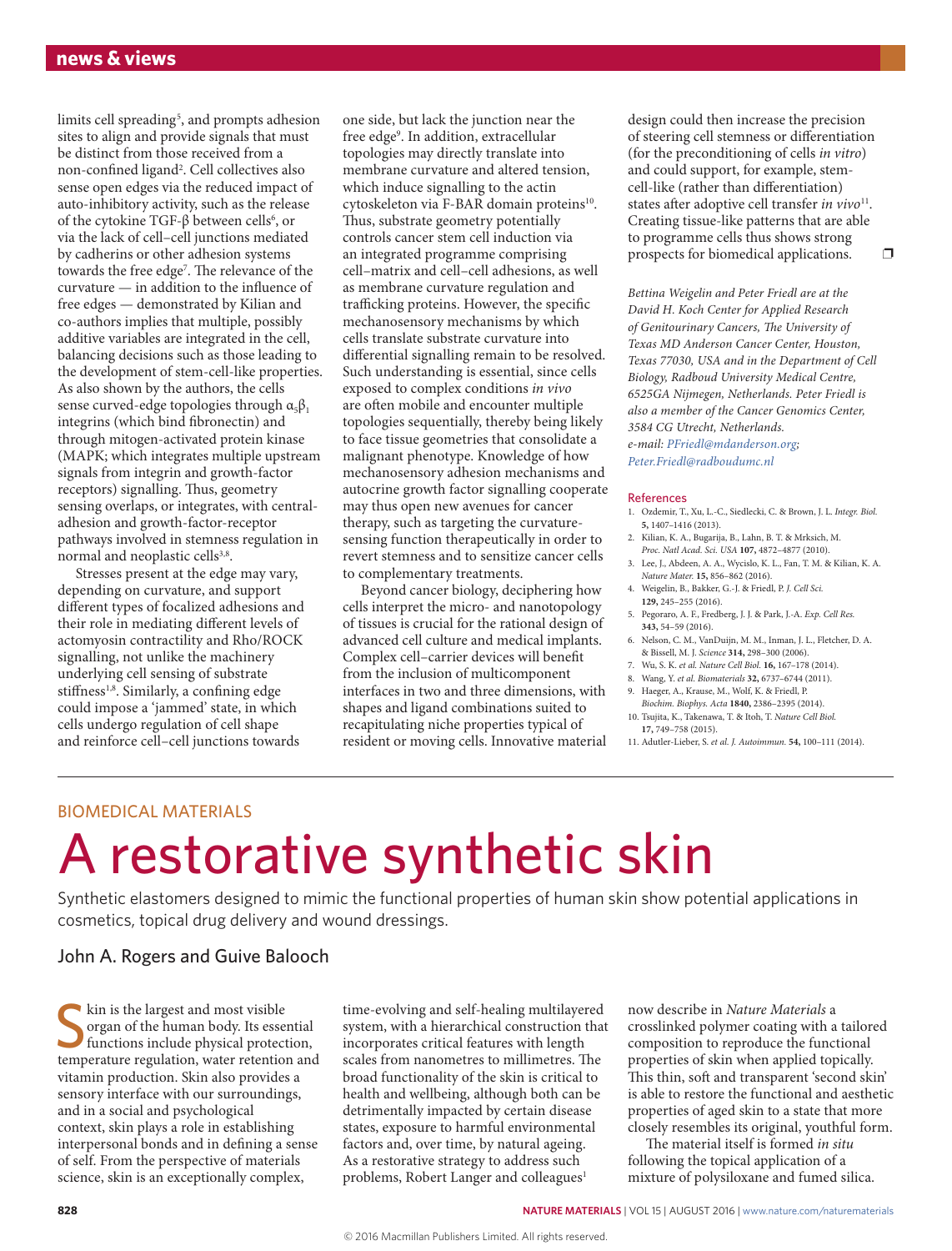limits cell spreading[5], and prompts adhesion sites to align and provide signals that must be distinct from those received from a non-confined ligand[2]. Cell collectives also sense open edges via the reduced impact of auto-inhibitory activity, such as the release of the cytokine TGF-β between cells[6], or via the lack of cell–cell junctions mediated by cadherins or other adhesion systems towards the free edge[7]. The relevance of the curvature — in addition to the influence of free edges — demonstrated by Kilian and co-authors implies that multiple, possibly additive variables are integrated in the cell, balancing decisions such as those leading to the development of stem-cell-like properties. As also shown by the authors, the cells sense curved-edge topologies through $\alpha_5\beta_1$ integrins (which bind fibronectin) and through mitogen-activated protein kinase (MAPK; which integrates multiple upstream signals from integrin and growth-factor receptors) signalling. Thus, geometry sensing overlaps, or integrates, with central-adhesion and growth-factor-receptor pathways involved in stemness regulation in normal and neoplastic cells[3,8].

Stresses present at the edge may vary, depending on curvature, and support different types of focalized adhesions and their role in mediating different levels of actomyosin contractility and Rho/ROCK signalling, not unlike the machinery underlying cell sensing of substrate stiffness[1,8]. Similarly, a confining edge could impose a 'jammed' state, in which cells undergo regulation of cell shape and reinforce cell–cell junctions towards one side, but lack the junction near the free edge[9]. In addition, extracellular topologies may directly translate into membrane curvature and altered tension, which induce signalling to the actin cytoskeleton via F-BAR domain proteins[10]. Thus, substrate geometry potentially controls cancer stem cell induction via an integrated programme comprising cell–matrix and cell–cell adhesions, as well as membrane curvature regulation and trafficking proteins. However, the specific mechanosensory mechanisms by which cells translate substrate curvature into differential signalling remain to be resolved. Such understanding is essential, since cells exposed to complex conditions *in vivo* are often mobile and encounter multiple topologies sequentially, thereby being likely to face tissue geometries that consolidate a malignant phenotype. Knowledge of how mechanosensory adhesion mechanisms and autocrine growth factor signalling cooperate may thus open new avenues for cancer therapy, such as targeting the curvature-sensing function therapeutically in order to revert stemness and to sensitize cancer cells to complementary treatments.

Beyond cancer biology, deciphering how cells interpret the micro- and nanotopology of tissues is crucial for the rational design of advanced cell culture and medical implants. Complex cell–carrier devices will benefit from the inclusion of multicomponent interfaces in two and three dimensions, with shapes and ligand combinations suited to recapitulating niche properties typical of resident or moving cells. Innovative material design could then increase the precision of steering cell stemness or differentiation (for the preconditioning of cells *in vitro*) and could support, for example, stem-cell-like (rather than differentiation) states after adoptive cell transfer *in vivo*[11]. Creating tissue-like patterns that are able to programme cells thus shows strong prospects for biomedical applications. ❐

*Bettina Weigelin and Peter Friedl are at the David H. Koch Center for Applied Research of Genitourinary Cancers, The University of Texas MD Anderson Cancer Center, Houston, Texas 77030, USA and in the Department of Cell Biology, Radboud University Medical Centre, 6525GA Nijmegen, Netherlands. Peter Friedl is also a member of the Cancer Genomics Center, 3584 CG Utrecht, Netherlands.*
*e-mail: PFriedl@mdanderson.org; Peter.Friedl@radboudumc.nl*

## References

1. Ozdemir, T., Xu, L.-C., Siedlecki, C. & Brown, J. L. *Integr. Biol.* **5,** 1407–1416 (2013).
2. Kilian, K. A., Bugarija, B., Lahn, B. T. & Mrksich, M. *Proc. Natl Acad. Sci. USA* **107,** 4872–4877 (2010).
3. Lee, J., Abdeen, A. A., Wycislo, K. L., Fan, T. M. & Kilian, K. A. *Nature Mater.* **15,** 856–862 (2016).
4. Weigelin, B., Bakker, G.-J. & Friedl, P. *J. Cell Sci.* **129,** 245–255 (2016).
5. Pegoraro, A. F., Fredberg, J. J. & Park, J.-A. *Exp. Cell Res.* **343,** 54–59 (2016).
6. Nelson, C. M., VanDuijn, M. M., Inman, J. L., Fletcher, D. A. & Bissell, M. J. *Science* **314,** 298–300 (2006).
7. Wu, S. K. *et al. Nature Cell Biol.* **16,** 167–178 (2014).
8. Wang, Y. *et al. Biomaterials* **32,** 6737–6744 (2011).
9. Haeger, A., Krause, M., Wolf, K. & Friedl, P. *Biochim. Biophys. Acta* **1840,** 2386–2395 (2014).
10. Tsujita, K., Takenawa, T. & Itoh, T. *Nature Cell Biol.* **17,** 749–758 (2015).
11. Adutler-Lieber, S. *et al. J. Autoimmun.* **54,** 100–111 (2014).

---

BIOMEDICAL MATERIALS

# A restorative synthetic skin

Synthetic elastomers designed to mimic the functional properties of human skin show potential applications in cosmetics, topical drug delivery and wound dressings.

## John A. Rogers and Guive Balooch

Skin is the largest and most visible organ of the human body. Its essential functions include physical protection, temperature regulation, water retention and vitamin production. Skin also provides a sensory interface with our surroundings, and in a social and psychological context, skin plays a role in establishing interpersonal bonds and in defining a sense of self. From the perspective of materials science, skin is an exceptionally complex, time-evolving and self-healing multilayered system, with a hierarchical construction that incorporates critical features with length scales from nanometres to millimetres. The broad functionality of the skin is critical to health and wellbeing, although both can be detrimentally impacted by certain disease states, exposure to harmful environmental factors and, over time, by natural ageing. As a restorative strategy to address such problems, Robert Langer and colleagues[1] now describe in *Nature Materials* a crosslinked polymer coating with a tailored composition to reproduce the functional properties of skin when applied topically. This thin, soft and transparent 'second skin' is able to restore the functional and aesthetic properties of aged skin to a state that more closely resembles its original, youthful form.

The material itself is formed *in situ* following the topical application of a mixture of polysiloxane and fumed silica.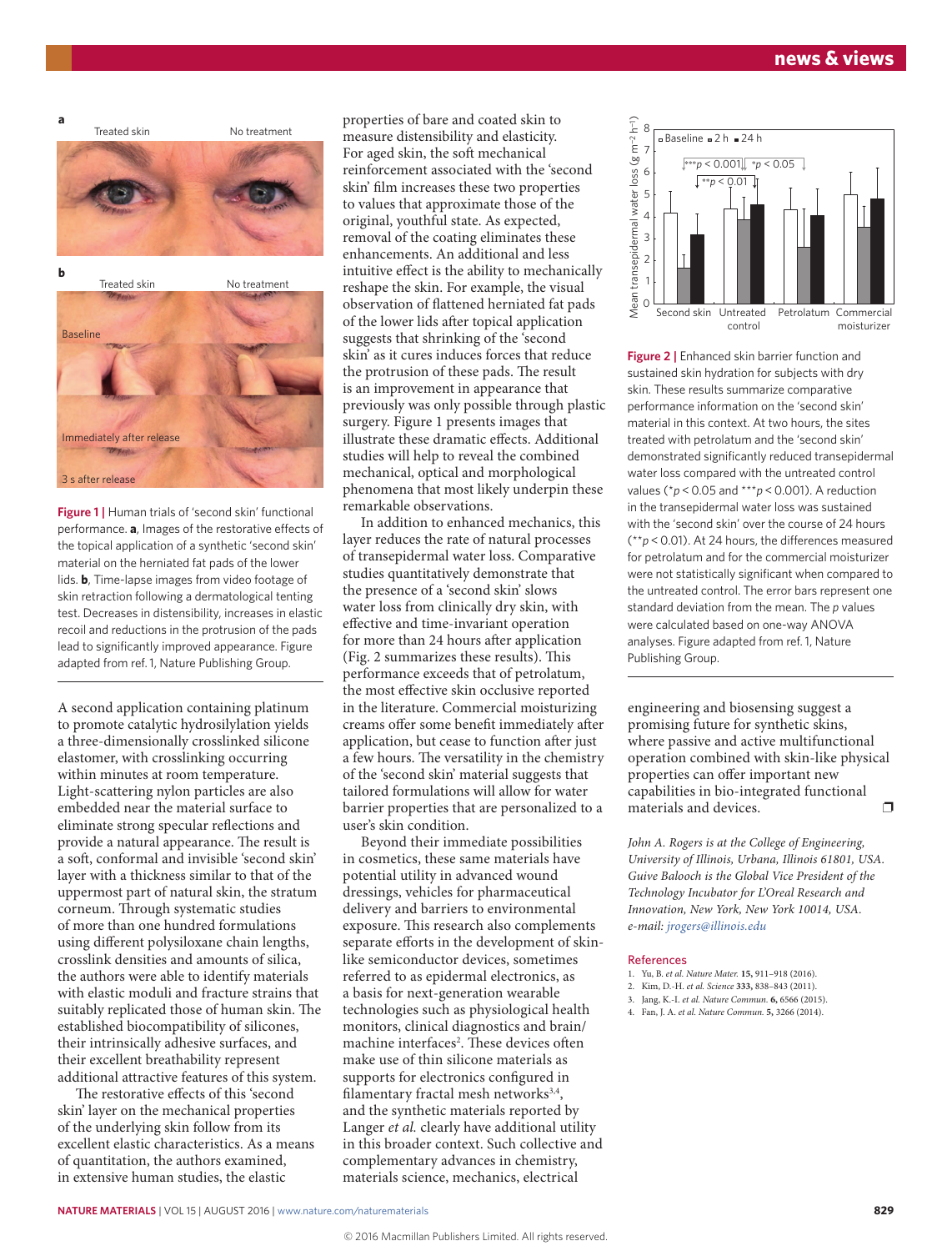a

Treated skin

No treatment

b

Treated skin

No treatment

Baseline

Immediately after release

3 s after release

**Figure 1 |** Human trials of 'second skin' functional performance. **a**, Images of the restorative effects of the topical application of a synthetic 'second skin' material on the herniated fat pads of the lower lids. **b**, Time-lapse images from video footage of skin retraction following a dermatological tenting test. Decreases in distensibility, increases in elastic recoil and reductions in the protrusion of the pads lead to significantly improved appearance. Figure adapted from ref. 1, Nature Publishing Group.

A second application containing platinum to promote catalytic hydrosilylation yields a three-dimensionally crosslinked silicone elastomer, with crosslinking occurring within minutes at room temperature. Light-scattering nylon particles are also embedded near the material surface to eliminate strong specular reflections and provide a natural appearance. The result is a soft, conformal and invisible 'second skin' layer with a thickness similar to that of the uppermost part of natural skin, the stratum corneum. Through systematic studies of more than one hundred formulations using different polysiloxane chain lengths, crosslink densities and amounts of silica, the authors were able to identify materials with elastic moduli and fracture strains that suitably replicated those of human skin. The established biocompatibility of silicones, their intrinsically adhesive surfaces, and their excellent breathability represent additional attractive features of this system.

The restorative effects of this 'second skin' layer on the mechanical properties of the underlying skin follow from its excellent elastic characteristics. As a means of quantitation, the authors examined, in extensive human studies, the elastic properties of bare and coated skin to measure distensibility and elasticity. For aged skin, the soft mechanical reinforcement associated with the 'second skin' film increases these two properties to values that approximate those of the original, youthful state. As expected, removal of the coating eliminates these enhancements. An additional and less intuitive effect is the ability to mechanically reshape the skin. For example, the visual observation of flattened herniated fat pads of the lower lids after topical application suggests that shrinking of the 'second skin' as it cures induces forces that reduce the protrusion of these pads. The result is an improvement in appearance that previously was only possible through plastic surgery. Figure 1 presents images that illustrate these dramatic effects. Additional studies will help to reveal the combined mechanical, optical and morphological phenomena that most likely underpin these remarkable observations.

In addition to enhanced mechanics, this layer reduces the rate of natural processes of transepidermal water loss. Comparative studies quantitatively demonstrate that the presence of a 'second skin' slows water loss from clinically dry skin, with effective and time-invariant operation for more than 24 hours after application (Fig. 2 summarizes these results). This performance exceeds that of petrolatum, the most effective skin occlusive reported in the literature. Commercial moisturizing creams offer some benefit immediately after application, but cease to function after just a few hours. The versatility in the chemistry of the 'second skin' material suggests that tailored formulations will allow for water barrier properties that are personalized to a user's skin condition.

Beyond their immediate possibilities in cosmetics, these same materials have potential utility in advanced wound dressings, vehicles for pharmaceutical delivery and barriers to environmental exposure. This research also complements separate efforts in the development of skin-like semiconductor devices, sometimes referred to as epidermal electronics, as a basis for next-generation wearable technologies such as physiological health monitors, clinical diagnostics and brain/machine interfaces[2]. These devices often make use of thin silicone materials as supports for electronics configured in filamentary fractal mesh networks[3,4], and the synthetic materials reported by Langer *et al.* clearly have additional utility in this broader context. Such collective and complementary advances in chemistry, materials science, mechanics, electrical engineering and biosensing suggest a promising future for synthetic skins, where passive and active multifunctional operation combined with skin-like physical properties can offer important new capabilities in bio-integrated functional materials and devices. ❐

Mean transepidermal water loss (g m$^{-2}$ h$^{-1}$)

8 7 6 5 4 3 2 1 0

Baseline 2 h 24 h

***$p < 0.001$ *$p < 0.05$ **$p < 0.01$

Second skin Untreated control Petrolatum Commercial moisturizer

**Figure 2 |** Enhanced skin barrier function and sustained skin hydration for subjects with dry skin. These results summarize comparative performance information on the 'second skin' material in this context. At two hours, the sites treated with petrolatum and the 'second skin' demonstrated significantly reduced transepidermal water loss compared with the untreated control values (*$p < 0.05$ and ***$p < 0.001$). A reduction in the transepidermal water loss was sustained with the 'second skin' over the course of 24 hours (**$p < 0.01$). At 24 hours, the differences measured for petrolatum and for the commercial moisturizer were not statistically significant when compared to the untreated control. The error bars represent one standard deviation from the mean. The *p* values were calculated based on one-way ANOVA analyses. Figure adapted from ref. 1, Nature Publishing Group.

*John A. Rogers is at the College of Engineering, University of Illinois, Urbana, Illinois 61801, USA. Guive Balooch is the Global Vice President of the Technology Incubator for L'Oreal Research and Innovation, New York, New York 10014, USA.*
*e-mail: jrogers@illinois.edu*

## References

1. Yu, B. *et al. Nature Mater.* **15,** 911–918 (2016).
2. Kim, D.-H. *et al. Science* **333,** 838–843 (2011).
3. Jang, K.-I. *et al. Nature Commun.* **6,** 6566 (2015).
4. Fan, J. A. *et al. Nature Commun.* **5,** 3266 (2014).